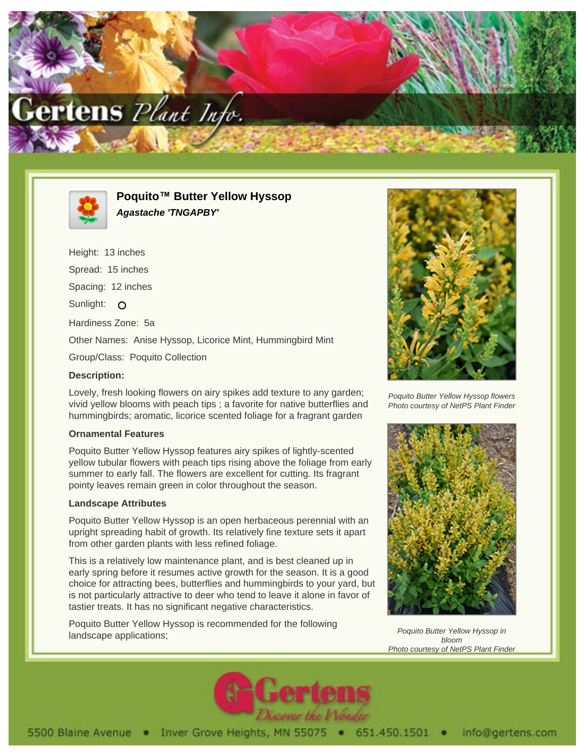# Poquito™ Butter Yellow Hyssop

***Agastache 'TNGAPBY'***

Height: 13 inches

Spread: 15 inches

Spacing: 12 inches

Sunlight: O

Hardiness Zone: 5a

Other Names: Anise Hyssop, Licorice Mint, Hummingbird Mint

Group/Class: Poquito Collection

**Description:**

Lovely, fresh looking flowers on airy spikes add texture to any garden; vivid yellow blooms with peach tips ; a favorite for native butterflies and hummingbirds; aromatic, licorice scented foliage for a fragrant garden

**Ornamental Features**

Poquito Butter Yellow Hyssop features airy spikes of lightly-scented yellow tubular flowers with peach tips rising above the foliage from early summer to early fall. The flowers are excellent for cutting. Its fragrant pointy leaves remain green in color throughout the season.

**Landscape Attributes**

Poquito Butter Yellow Hyssop is an open herbaceous perennial with an upright spreading habit of growth. Its relatively fine texture sets it apart from other garden plants with less refined foliage.

This is a relatively low maintenance plant, and is best cleaned up in early spring before it resumes active growth for the season. It is a good choice for attracting bees, butterflies and hummingbirds to your yard, but is not particularly attractive to deer who tend to leave it alone in favor of tastier treats. It has no significant negative characteristics.

Poquito Butter Yellow Hyssop is recommended for the following landscape applications;

*Poquito Butter Yellow Hyssop flowers*
*Photo courtesy of NetPS Plant Finder*

*Poquito Butter Yellow Hyssop in bloom*
*Photo courtesy of NetPS Plant Finder*

5500 Blaine Avenue • Inver Grove Heights, MN 55075 • 651.450.1501 • info@gertens.com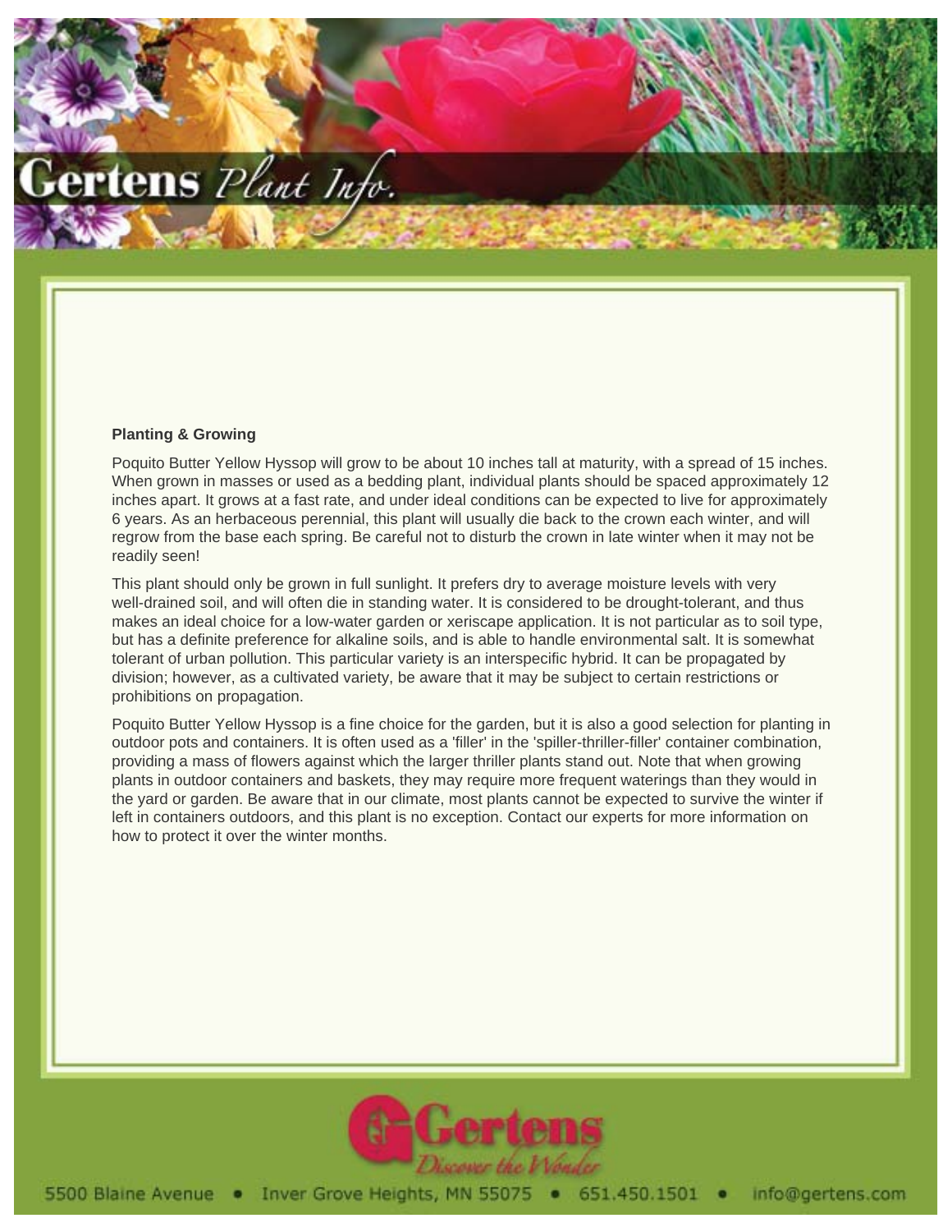### Planting & Growing

Poquito Butter Yellow Hyssop will grow to be about 10 inches tall at maturity, with a spread of 15 inches. When grown in masses or used as a bedding plant, individual plants should be spaced approximately 12 inches apart. It grows at a fast rate, and under ideal conditions can be expected to live for approximately 6 years. As an herbaceous perennial, this plant will usually die back to the crown each winter, and will regrow from the base each spring. Be careful not to disturb the crown in late winter when it may not be readily seen!

This plant should only be grown in full sunlight. It prefers dry to average moisture levels with very well-drained soil, and will often die in standing water. It is considered to be drought-tolerant, and thus makes an ideal choice for a low-water garden or xeriscape application. It is not particular as to soil type, but has a definite preference for alkaline soils, and is able to handle environmental salt. It is somewhat tolerant of urban pollution. This particular variety is an interspecific hybrid. It can be propagated by division; however, as a cultivated variety, be aware that it may be subject to certain restrictions or prohibitions on propagation.

Poquito Butter Yellow Hyssop is a fine choice for the garden, but it is also a good selection for planting in outdoor pots and containers. It is often used as a 'filler' in the 'spiller-thriller-filler' container combination, providing a mass of flowers against which the larger thriller plants stand out. Note that when growing plants in outdoor containers and baskets, they may require more frequent waterings than they would in the yard or garden. Be aware that in our climate, most plants cannot be expected to survive the winter if left in containers outdoors, and this plant is no exception. Contact our experts for more information on how to protect it over the winter months.